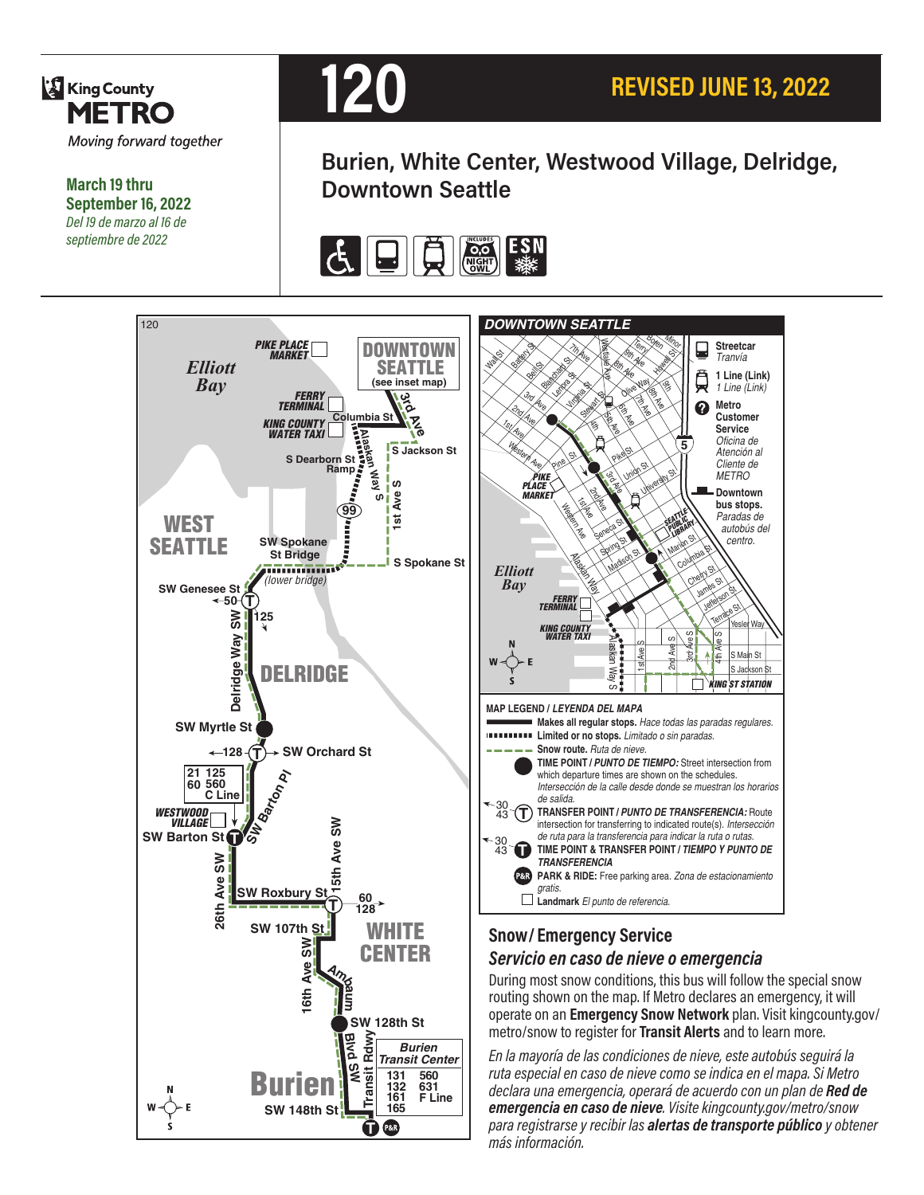King County METRO

*Moving forward together*

**March 19 thru September 16, 2022**

*Del 19 de marzo al 16 de septiembre de 2022*

# 120

## REVISED JUNE 13, 2022

## Burien, White Center, Westwood Village, Delridge, Downtown Seattle

ESN · NIGHT OWL

**MAP LEGEND / *LEYENDA DEL MAPA***

- **Makes all regular stops.** *Hace todas las paradas regulares.*
- **Limited or no stops.** *Limitado o sin paradas.*
- **Snow route.** *Ruta de nieve.*
- **TIME POINT / *PUNTO DE TIEMPO:*** Street intersection from which departure times are shown on the schedules. *Intersección de la calle desde donde se muestran los horarios de salida.*
- **TRANSFER POINT / *PUNTO DE TRANSFERENCIA:*** Route intersection for transferring to indicated route(s). *Intersección de ruta para la transferencia para indicar la ruta o rutas.*
- **TIME POINT & TRANSFER POINT / *TIEMPO Y PUNTO DE TRANSFERENCIA***
- **PARK & RIDE:** Free parking area. *Zona de estacionamiento gratis.*
- **Landmark** *El punto de referencia.*

- **Streetcar** *Tranvía*
- **1 Line (Link)** *1 Line (Link)*
- **Metro Customer Service** *Oficina de Atención al Cliente de METRO*
- **Downtown bus stops.** *Paradas de autobús del centro.*

## Snow / Emergency Service

### *Servicio en caso de nieve o emergencia*

During most snow conditions, this bus will follow the special snow routing shown on the map. If Metro declares an emergency, it will operate on an **Emergency Snow Network** plan. Visit kingcounty.gov/metro/snow to register for **Transit Alerts** and to learn more.

*En la mayoría de las condiciones de nieve, este autobús seguirá la ruta especial en caso de nieve como se indica en el mapa. Si Metro declara una emergencia, operará de acuerdo con un plan de **Red de emergencia en caso de nieve**. Visite kingcounty.gov/metro/snow para registrarse y recibir las **alertas de transporte público** y obtener más información.*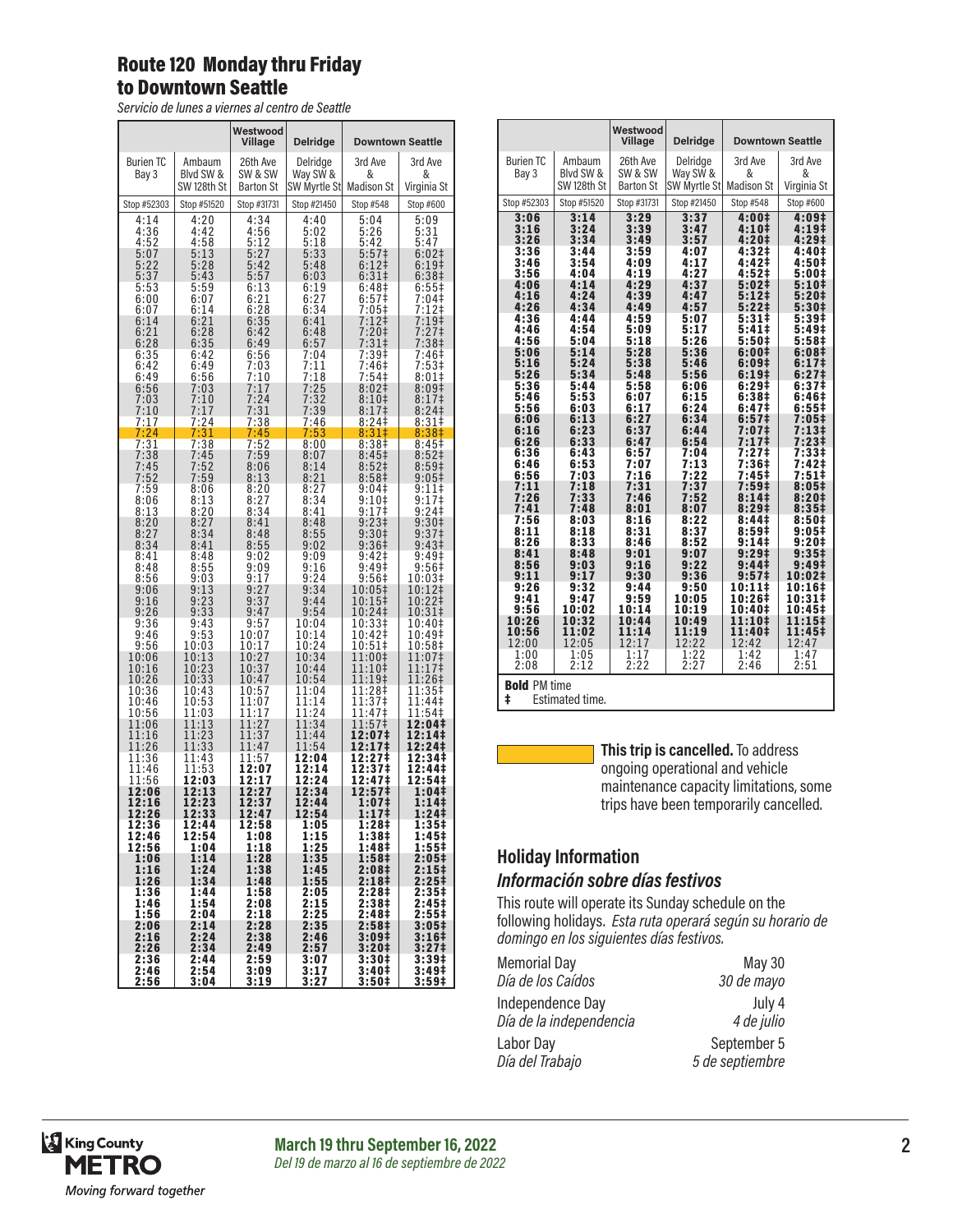## Route 120 Monday thru Friday to Downtown Seattle

*Servicio de lunes a viernes al centro de Seattle*

| | | Westwood Village | Delridge | Downtown Seattle | |
|---|---|---|---|---|---|
| Burien TC Bay 3 | Ambaum Blvd SW & SW 128th St | 26th Ave SW & SW Barton St | Delridge Way SW & SW Myrtle St | 3rd Ave & Madison St | 3rd Ave & Virginia St |
| Stop #52303 | Stop #51520 | Stop #31731 | Stop #21450 | Stop #548 | Stop #600 |
| 4:14 | 4:20 | 4:34 | 4:40 | 5:04 | 5:09 |
| 4:36 | 4:42 | 4:56 | 5:02 | 5:26 | 5:31 |
| 4:52 | 4:58 | 5:12 | 5:18 | 5:42 | 5:47 |
| 5:07 | 5:13 | 5:27 | 5:33 | 5:57‡ | 6:02‡ |
| 5:22 | 5:28 | 5:42 | 5:48 | 6:12‡ | 6:19‡ |
| 5:37 | 5:43 | 5:57 | 6:03 | 6:31‡ | 6:38‡ |
| 5:53 | 5:59 | 6:13 | 6:19 | 6:48‡ | 6:55‡ |
| 6:00 | 6:07 | 6:21 | 6:27 | 6:57‡ | 7:04‡ |
| 6:07 | 6:14 | 6:28 | 6:34 | 7:05‡ | 7:12‡ |
| 6:14 | 6:21 | 6:35 | 6:41 | 7:12‡ | 7:19‡ |
| 6:21 | 6:28 | 6:42 | 6:48 | 7:20‡ | 7:27‡ |
| 6:28 | 6:35 | 6:49 | 6:57 | 7:31‡ | 7:38‡ |
| 6:35 | 6:42 | 6:56 | 7:04 | 7:39‡ | 7:46‡ |
| 6:42 | 6:49 | 7:03 | 7:11 | 7:46‡ | 7:53‡ |
| 6:49 | 6:56 | 7:10 | 7:18 | 7:54‡ | 8:01‡ |
| 6:56 | 7:03 | 7:17 | 7:25 | 8:02‡ | 8:09‡ |
| 7:03 | 7:10 | 7:24 | 7:32 | 8:10‡ | 8:17‡ |
| 7:10 | 7:17 | 7:31 | 7:39 | 8:17‡ | 8:24‡ |
| 7:17 | 7:24 | 7:38 | 7:46 | 8:24‡ | 8:31‡ |
| 7:24 | 7:31 | 7:45 | 7:53 | 8:31‡ | 8:38‡ |
| 7:31 | 7:38 | 7:52 | 8:00 | 8:38‡ | 8:45‡ |
| 7:38 | 7:45 | 7:59 | 8:07 | 8:45‡ | 8:52‡ |
| 7:45 | 7:52 | 8:06 | 8:14 | 8:52‡ | 8:59‡ |
| 7:52 | 7:59 | 8:13 | 8:21 | 8:58‡ | 9:05‡ |
| 7:59 | 8:06 | 8:20 | 8:27 | 9:04‡ | 9:11‡ |
| 8:06 | 8:13 | 8:27 | 8:34 | 9:10‡ | 9:17‡ |
| 8:13 | 8:20 | 8:34 | 8:41 | 9:17‡ | 9:24‡ |
| 8:20 | 8:27 | 8:41 | 8:48 | 9:23‡ | 9:30‡ |
| 8:27 | 8:34 | 8:48 | 8:55 | 9:30‡ | 9:37‡ |
| 8:34 | 8:41 | 8:55 | 9:02 | 9:36‡ | 9:43‡ |
| 8:41 | 8:48 | 9:02 | 9:09 | 9:42‡ | 9:49‡ |
| 8:48 | 8:55 | 9:09 | 9:16 | 9:49‡ | 9:56‡ |
| 8:56 | 9:03 | 9:17 | 9:24 | 9:56‡ | 10:03‡ |
| 9:06 | 9:13 | 9:27 | 9:34 | 10:05‡ | 10:12‡ |
| 9:16 | 9:23 | 9:37 | 9:44 | 10:15‡ | 10:22‡ |
| 9:26 | 9:33 | 9:47 | 9:54 | 10:24‡ | 10:31‡ |
| 9:36 | 9:43 | 9:57 | 10:04 | 10:33‡ | 10:40‡ |
| 9:46 | 9:53 | 10:07 | 10:14 | 10:42‡ | 10:49‡ |
| 9:56 | 10:03 | 10:17 | 10:24 | 10:51‡ | 10:58‡ |
| 10:06 | 10:13 | 10:27 | 10:34 | 11:00‡ | 11:07‡ |
| 10:16 | 10:23 | 10:37 | 10:44 | 11:10‡ | 11:17‡ |
| 10:26 | 10:33 | 10:47 | 10:54 | 11:19‡ | 11:26‡ |
| 10:36 | 10:43 | 10:57 | 11:04 | 11:28‡ | 11:35‡ |
| 10:46 | 10:53 | 11:07 | 11:14 | 11:37‡ | 11:44‡ |
| 10:56 | 11:03 | 11:17 | 11:24 | 11:47‡ | 11:54‡ |
| 11:06 | 11:13 | 11:27 | 11:34 | 11:57‡ | **12:04‡** |
| 11:16 | 11:23 | 11:37 | 11:44 | **12:07‡** | **12:14‡** |
| 11:26 | 11:33 | 11:47 | 11:54 | **12:17‡** | **12:24‡** |
| 11:36 | 11:43 | 11:57 | **12:04** | **12:27‡** | **12:34‡** |
| 11:46 | 11:53 | **12:07** | **12:14** | **12:37‡** | **12:44‡** |
| 11:56 | **12:03** | **12:17** | **12:24** | **12:47‡** | **12:54‡** |
| **12:06** | **12:13** | **12:27** | **12:34** | **12:57‡** | **1:04‡** |
| **12:16** | **12:23** | **12:37** | **12:44** | **1:07‡** | **1:14‡** |
| **12:26** | **12:33** | **12:47** | **12:54** | **1:17‡** | **1:24‡** |
| **12:36** | **12:44** | **12:58** | **1:05** | **1:28‡** | **1:35‡** |
| **12:46** | **12:54** | **1:08** | **1:15** | **1:38‡** | **1:45‡** |
| **12:56** | **1:04** | **1:18** | **1:25** | **1:48‡** | **1:55‡** |
| **1:06** | **1:14** | **1:28** | **1:35** | **1:58‡** | **2:05‡** |
| **1:16** | **1:24** | **1:38** | **1:45** | **2:08‡** | **2:15‡** |
| **1:26** | **1:34** | **1:48** | **1:55** | **2:18‡** | **2:25‡** |
| **1:36** | **1:44** | **1:58** | **2:05** | **2:28‡** | **2:35‡** |
| **1:46** | **1:54** | **2:08** | **2:15** | **2:38‡** | **2:45‡** |
| **1:56** | **2:04** | **2:18** | **2:25** | **2:48‡** | **2:55‡** |
| **2:06** | **2:14** | **2:28** | **2:35** | **2:58‡** | **3:05‡** |
| **2:16** | **2:24** | **2:38** | **2:46** | **3:09‡** | **3:16‡** |
| **2:26** | **2:34** | **2:49** | **2:57** | **3:20‡** | **3:27‡** |
| **2:36** | **2:44** | **2:59** | **3:07** | **3:30‡** | **3:39‡** |
| **2:46** | **2:54** | **3:09** | **3:17** | **3:40‡** | **3:49‡** |
| **2:56** | **3:04** | **3:19** | **3:27** | **3:50‡** | **3:59‡** |
| **3:06** | **3:14** | **3:29** | **3:37** | **4:00‡** | **4:09‡** |
| **3:16** | **3:24** | **3:39** | **3:47** | **4:10‡** | **4:19‡** |
| **3:26** | **3:34** | **3:49** | **3:57** | **4:20‡** | **4:29‡** |
| **3:36** | **3:44** | **3:59** | **4:07** | **4:32‡** | **4:40‡** |
| **3:46** | **3:54** | **4:09** | **4:17** | **4:42‡** | **4:50‡** |
| **3:56** | **4:04** | **4:19** | **4:27** | **4:52‡** | **5:00‡** |
| **4:06** | **4:14** | **4:29** | **4:37** | **5:02‡** | **5:10‡** |
| **4:16** | **4:24** | **4:39** | **4:47** | **5:12‡** | **5:20‡** |
| **4:26** | **4:34** | **4:49** | **4:57** | **5:22‡** | **5:30‡** |
| **4:36** | **4:44** | **4:59** | **5:07** | **5:31‡** | **5:39‡** |
| **4:46** | **4:54** | **5:09** | **5:17** | **5:41‡** | **5:49‡** |
| **4:56** | **5:04** | **5:18** | **5:26** | **5:50‡** | **5:58‡** |
| **5:06** | **5:14** | **5:28** | **5:36** | **6:00‡** | **6:08‡** |
| **5:16** | **5:24** | **5:38** | **5:46** | **6:09‡** | **6:17‡** |
| **5:26** | **5:34** | **5:48** | **5:56** | **6:19‡** | **6:27‡** |
| **5:36** | **5:44** | **5:58** | **6:06** | **6:29‡** | **6:37‡** |
| **5:46** | **5:53** | **6:07** | **6:15** | **6:38‡** | **6:46‡** |
| **5:56** | **6:03** | **6:17** | **6:24** | **6:47‡** | **6:55‡** |
| **6:06** | **6:13** | **6:27** | **6:34** | **6:57‡** | **7:05‡** |
| **6:16** | **6:23** | **6:37** | **6:44** | **7:07‡** | **7:13‡** |
| **6:26** | **6:33** | **6:47** | **6:54** | **7:17‡** | **7:23‡** |
| **6:36** | **6:43** | **6:57** | **7:04** | **7:27‡** | **7:33‡** |
| **6:46** | **6:53** | **7:07** | **7:13** | **7:36‡** | **7:42‡** |
| **6:56** | **7:03** | **7:16** | **7:22** | **7:45‡** | **7:51‡** |
| **7:11** | **7:18** | **7:31** | **7:37** | **7:59‡** | **8:05‡** |
| **7:26** | **7:33** | **7:46** | **7:52** | **8:14‡** | **8:20‡** |
| **7:41** | **7:48** | **8:01** | **8:07** | **8:29‡** | **8:35‡** |
| **7:56** | **8:03** | **8:16** | **8:22** | **8:44‡** | **8:50‡** |
| **8:11** | **8:18** | **8:31** | **8:37** | **8:59‡** | **9:05‡** |
| **8:26** | **8:33** | **8:46** | **8:52** | **9:14‡** | **9:20‡** |
| **8:41** | **8:48** | **9:01** | **9:07** | **9:29‡** | **9:35‡** |
| **8:56** | **9:03** | **9:16** | **9:22** | **9:44‡** | **9:49‡** |
| **9:11** | **9:17** | **9:30** | **9:36** | **9:57‡** | **10:02‡** |
| **9:26** | **9:32** | **9:44** | **9:50** | **10:11‡** | **10:16‡** |
| **9:41** | **9:47** | **9:59** | **10:05** | **10:26‡** | **10:31‡** |
| **9:56** | **10:02** | **10:14** | **10:19** | **10:40‡** | **10:45‡** |
| **10:26** | **10:32** | **10:44** | **10:49** | **11:10‡** | **11:15‡** |
| **10:56** | **11:02** | **11:14** | **11:19** | **11:40‡** | **11:45‡** |
| 12:00 | 12:05 | 12:17 | 12:22 | 12:42 | 12:47 |
| 1:00 | 1:05 | 1:17 | 1:22 | 1:42 | 1:47 |
| 2:08 | 2:12 | 2:22 | 2:27 | 2:46 | 2:51 |

**Bold** PM time
‡ Estimated time.

**This trip is cancelled.** To address ongoing operational and vehicle maintenance capacity limitations, some trips have been temporarily cancelled. (Highlighted trip: 7:24 from Burien TC Bay 3)

## Holiday Information

### *Información sobre días festivos*

This route will operate its Sunday schedule on the following holidays. *Esta ruta operará según su horario de domingo en los siguientes días festivos.*

| | |
|---|---|
| Memorial Day *Día de los Caídos* | May 30 *30 de mayo* |
| Independence Day *Día de la independencia* | July 4 *4 de julio* |
| Labor Day *Día del Trabajo* | September 5 *5 de septiembre* |

**March 19 thru September 16, 2022**
*Del 19 de marzo al 16 de septiembre de 2022*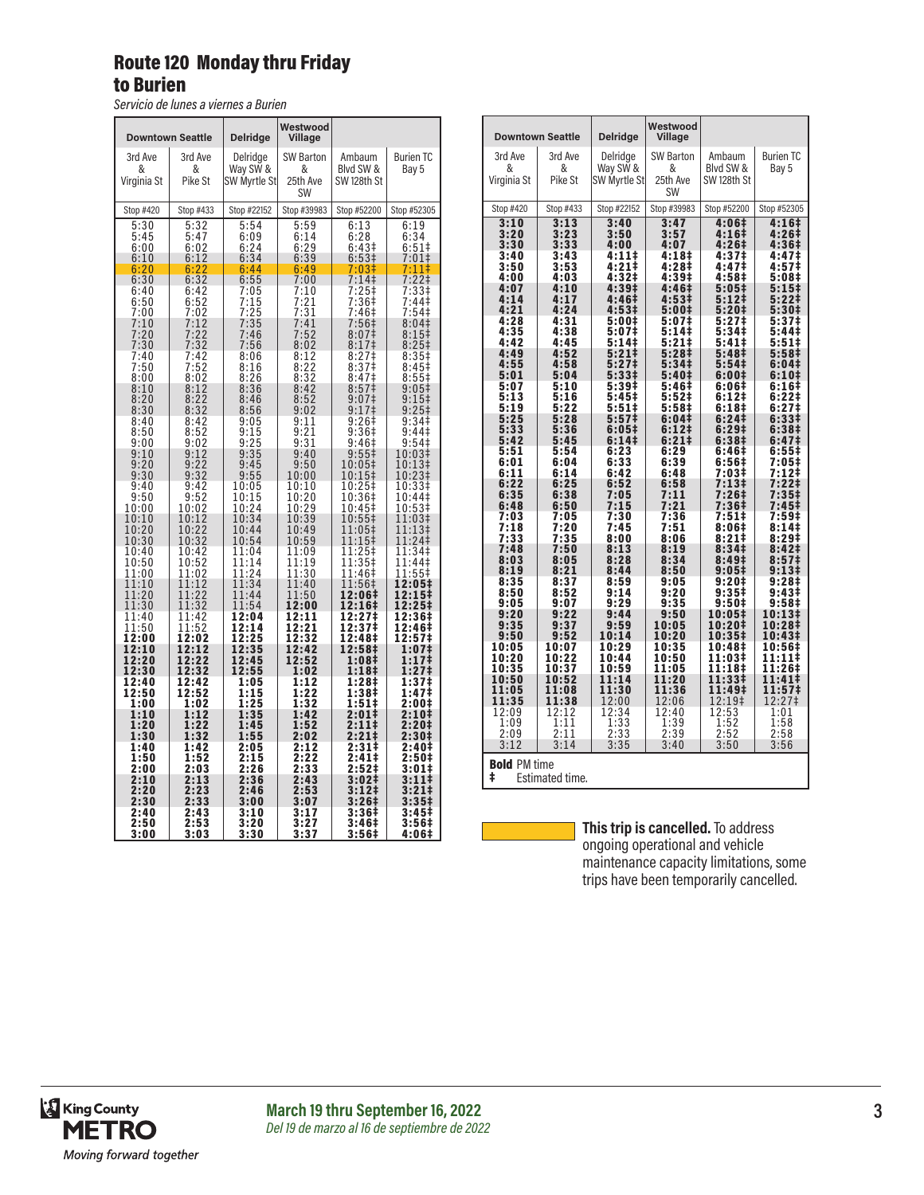# Route 120 Monday thru Friday

## to Burien

*Servicio de lunes a viernes a Burien*

| Downtown Seattle | | Delridge | Westwood Village | | |
|---|---|---|---|---|---|
| 3rd Ave & Virginia St | 3rd Ave & Pike St | Delridge Way SW & SW Myrtle St | SW Barton & 25th Ave SW | Ambaum Blvd SW & SW 128th St | Burien TC Bay 5 |
| Stop #420 | Stop #433 | Stop #22152 | Stop #39983 | Stop #52200 | Stop #52305 |
| 5:30 | 5:32 | 5:54 | 5:59 | 6:13 | 6:19 |
| 5:45 | 5:47 | 6:09 | 6:14 | 6:28 | 6:34 |
| 6:00 | 6:02 | 6:24 | 6:29 | 6:43‡ | 6:51‡ |
| 6:10 | 6:12 | 6:34 | 6:39 | 6:53‡ | 7:01‡ |
| 6:20 | 6:22 | 6:44 | 6:49 | 7:03‡ | 7:11‡ |
| 6:30 | 6:32 | 6:55 | 7:00 | 7:14‡ | 7:22‡ |
| 6:40 | 6:42 | 7:05 | 7:10 | 7:25‡ | 7:33‡ |
| 6:50 | 6:52 | 7:15 | 7:21 | 7:36‡ | 7:44‡ |
| 7:00 | 7:02 | 7:25 | 7:31 | 7:46‡ | 7:54‡ |
| 7:10 | 7:12 | 7:35 | 7:41 | 7:56‡ | 8:04‡ |
| 7:20 | 7:22 | 7:46 | 7:52 | 8:07‡ | 8:15‡ |
| 7:30 | 7:32 | 7:56 | 8:02 | 8:17‡ | 8:25‡ |
| 7:40 | 7:42 | 8:06 | 8:12 | 8:27‡ | 8:35‡ |
| 7:50 | 7:52 | 8:16 | 8:22 | 8:37‡ | 8:45‡ |
| 8:00 | 8:02 | 8:26 | 8:32 | 8:47‡ | 8:55‡ |
| 8:10 | 8:12 | 8:36 | 8:42 | 8:57‡ | 9:05‡ |
| 8:20 | 8:22 | 8:46 | 8:52 | 9:07‡ | 9:15‡ |
| 8:30 | 8:32 | 8:56 | 9:02 | 9:17‡ | 9:25‡ |
| 8:40 | 8:42 | 9:05 | 9:11 | 9:26‡ | 9:34‡ |
| 8:50 | 8:52 | 9:15 | 9:21 | 9:36‡ | 9:44‡ |
| 9:00 | 9:02 | 9:25 | 9:31 | 9:46‡ | 9:54‡ |
| 9:10 | 9:12 | 9:35 | 9:40 | 9:55‡ | 10:03‡ |
| 9:20 | 9:22 | 9:45 | 9:50 | 10:05‡ | 10:13‡ |
| 9:30 | 9:32 | 9:55 | 10:00 | 10:15‡ | 10:23‡ |
| 9:40 | 9:42 | 10:05 | 10:10 | 10:25‡ | 10:33‡ |
| 9:50 | 9:52 | 10:15 | 10:20 | 10:36‡ | 10:44‡ |
| 10:00 | 10:02 | 10:24 | 10:29 | 10:45‡ | 10:53‡ |
| 10:10 | 10:12 | 10:34 | 10:39 | 10:55‡ | 11:03‡ |
| 10:20 | 10:22 | 10:44 | 10:49 | 11:05‡ | 11:13‡ |
| 10:30 | 10:32 | 10:54 | 10:59 | 11:15‡ | 11:24‡ |
| 10:40 | 10:42 | 11:04 | 11:09 | 11:25‡ | 11:34‡ |
| 10:50 | 10:52 | 11:14 | 11:19 | 11:35‡ | 11:44‡ |
| 11:00 | 11:02 | 11:24 | 11:30 | 11:46‡ | 11:55‡ |
| 11:10 | 11:12 | 11:34 | 11:40 | 11:56‡ | **12:05‡** |
| 11:20 | 11:22 | 11:44 | 11:50 | **12:06‡** | **12:15‡** |
| 11:30 | 11:32 | 11:54 | **12:00** | **12:16‡** | **12:25‡** |
| 11:40 | 11:42 | **12:04** | **12:11** | **12:27‡** | **12:36‡** |
| 11:50 | 11:52 | **12:14** | **12:21** | **12:37‡** | **12:46‡** |
| **12:00** | **12:02** | **12:25** | **12:32** | **12:48‡** | **12:57‡** |
| **12:10** | **12:12** | **12:35** | **12:42** | **12:58‡** | **1:07‡** |
| **12:20** | **12:22** | **12:45** | **12:52** | **1:08‡** | **1:17‡** |
| **12:30** | **12:32** | **12:55** | **1:02** | **1:18‡** | **1:27‡** |
| **12:40** | **12:42** | **1:05** | **1:12** | **1:28‡** | **1:37‡** |
| **12:50** | **12:52** | **1:15** | **1:22** | **1:38‡** | **1:47‡** |
| **1:00** | **1:02** | **1:25** | **1:32** | **1:51‡** | **2:00‡** |
| **1:10** | **1:12** | **1:35** | **1:42** | **2:01‡** | **2:10‡** |
| **1:20** | **1:22** | **1:45** | **1:52** | **2:11‡** | **2:20‡** |
| **1:30** | **1:32** | **1:55** | **2:02** | **2:21‡** | **2:30‡** |
| **1:40** | **1:42** | **2:05** | **2:12** | **2:31‡** | **2:40‡** |
| **1:50** | **1:52** | **2:15** | **2:22** | **2:41‡** | **2:50‡** |
| **2:00** | **2:03** | **2:26** | **2:33** | **2:52‡** | **3:01‡** |
| **2:10** | **2:13** | **2:36** | **2:43** | **3:02‡** | **3:11‡** |
| **2:20** | **2:23** | **2:46** | **2:53** | **3:12‡** | **3:21‡** |
| **2:30** | **2:33** | **3:00** | **3:07** | **3:26‡** | **3:35‡** |
| **2:40** | **2:43** | **3:10** | **3:17** | **3:36‡** | **3:45‡** |
| **2:50** | **2:53** | **3:20** | **3:27** | **3:46‡** | **3:56‡** |
| **3:00** | **3:03** | **3:30** | **3:37** | **3:56‡** | **4:06‡** |
| **3:10** | **3:13** | **3:40** | **3:47** | **4:06‡** | **4:16‡** |
| **3:20** | **3:23** | **3:50** | **3:57** | **4:16‡** | **4:26‡** |
| **3:30** | **3:33** | **4:00** | **4:07** | **4:26‡** | **4:36‡** |
| **3:40** | **3:43** | **4:11‡** | **4:18‡** | **4:37‡** | **4:47‡** |
| **3:50** | **3:53** | **4:21‡** | **4:28‡** | **4:47‡** | **4:57‡** |
| **4:00** | **4:03** | **4:32‡** | **4:39‡** | **4:58‡** | **5:08‡** |
| **4:07** | **4:10** | **4:39‡** | **4:46‡** | **5:05‡** | **5:15‡** |
| **4:14** | **4:17** | **4:46‡** | **4:53‡** | **5:12‡** | **5:22‡** |
| **4:21** | **4:24** | **4:53‡** | **5:00‡** | **5:20‡** | **5:30‡** |
| **4:28** | **4:31** | **5:00‡** | **5:07‡** | **5:27‡** | **5:37‡** |
| **4:35** | **4:38** | **5:07‡** | **5:14‡** | **5:34‡** | **5:44‡** |
| **4:42** | **4:45** | **5:14‡** | **5:21‡** | **5:41‡** | **5:51‡** |
| **4:49** | **4:52** | **5:21‡** | **5:28‡** | **5:48‡** | **5:58‡** |
| **4:55** | **4:58** | **5:27‡** | **5:34‡** | **5:54‡** | **6:04‡** |
| **5:01** | **5:04** | **5:33‡** | **5:40‡** | **6:00‡** | **6:10‡** |
| **5:07** | **5:10** | **5:39‡** | **5:46‡** | **6:06‡** | **6:16‡** |
| **5:13** | **5:16** | **5:45‡** | **5:52‡** | **6:12‡** | **6:22‡** |
| **5:19** | **5:22** | **5:51‡** | **5:58‡** | **6:18‡** | **6:27‡** |
| **5:25** | **5:28** | **5:57‡** | **6:04‡** | **6:24‡** | **6:33‡** |
| **5:33** | **5:36** | **6:05‡** | **6:12‡** | **6:29‡** | **6:38‡** |
| **5:42** | **5:45** | **6:14‡** | **6:21‡** | **6:38‡** | **6:47‡** |
| **5:51** | **5:54** | **6:23** | **6:29** | **6:46‡** | **6:55‡** |
| **6:01** | **6:04** | **6:33** | **6:39** | **6:56‡** | **7:05‡** |
| **6:11** | **6:14** | **6:42** | **6:48** | **7:03‡** | **7:12‡** |
| **6:22** | **6:25** | **6:52** | **6:58** | **7:13‡** | **7:22‡** |
| **6:35** | **6:38** | **7:05** | **7:11** | **7:26‡** | **7:35‡** |
| **6:48** | **6:50** | **7:15** | **7:21** | **7:36‡** | **7:45‡** |
| **7:03** | **7:05** | **7:30** | **7:36** | **7:51‡** | **7:59‡** |
| **7:18** | **7:20** | **7:45** | **7:51** | **8:06‡** | **8:14‡** |
| **7:33** | **7:35** | **8:00** | **8:06** | **8:21‡** | **8:29‡** |
| **7:48** | **7:50** | **8:13** | **8:19** | **8:34‡** | **8:42‡** |
| **8:03** | **8:05** | **8:28** | **8:34** | **8:49‡** | **8:57‡** |
| **8:19** | **8:21** | **8:44** | **8:50** | **9:05‡** | **9:13‡** |
| **8:35** | **8:37** | **8:59** | **9:05** | **9:20‡** | **9:28‡** |
| **8:50** | **8:52** | **9:14** | **9:20** | **9:35‡** | **9:43‡** |
| **9:05** | **9:07** | **9:29** | **9:35** | **9:50‡** | **9:58‡** |
| **9:20** | **9:22** | **9:44** | **9:50** | **10:05‡** | **10:13‡** |
| **9:35** | **9:37** | **9:59** | **10:05** | **10:20‡** | **10:28‡** |
| **9:50** | **9:52** | **10:14** | **10:20** | **10:35‡** | **10:43‡** |
| **10:05** | **10:07** | **10:29** | **10:35** | **10:48‡** | **10:56‡** |
| **10:20** | **10:22** | **10:44** | **10:50** | **11:03‡** | **11:11‡** |
| **10:35** | **10:37** | **10:59** | **11:05** | **11:18‡** | **11:26‡** |
| **10:50** | **10:52** | **11:14** | **11:20** | **11:33‡** | **11:41‡** |
| **11:05** | **11:08** | **11:30** | **11:36** | **11:49‡** | **11:57‡** |
| **11:35** | **11:38** | 12:00 | 12:06 | 12:19‡ | 12:27‡ |
| 12:09 | 12:12 | 12:34 | 12:40 | 12:53 | 1:01 |
| 1:09 | 1:11 | 1:33 | 1:39 | 1:52 | 1:58 |
| 2:09 | 2:11 | 2:33 | 2:39 | 2:52 | 2:58 |
| 3:12 | 3:14 | 3:35 | 3:40 | 3:50 | 3:56 |

**Bold** PM time

‡ Estimated time.

(Highlighted trip: 6:20 from 3rd Ave & Virginia St) **This trip is cancelled.** To address ongoing operational and vehicle maintenance capacity limitations, some trips have been temporarily cancelled.

**March 19 thru September 16, 2022**
*Del 19 de marzo al 16 de septiembre de 2022*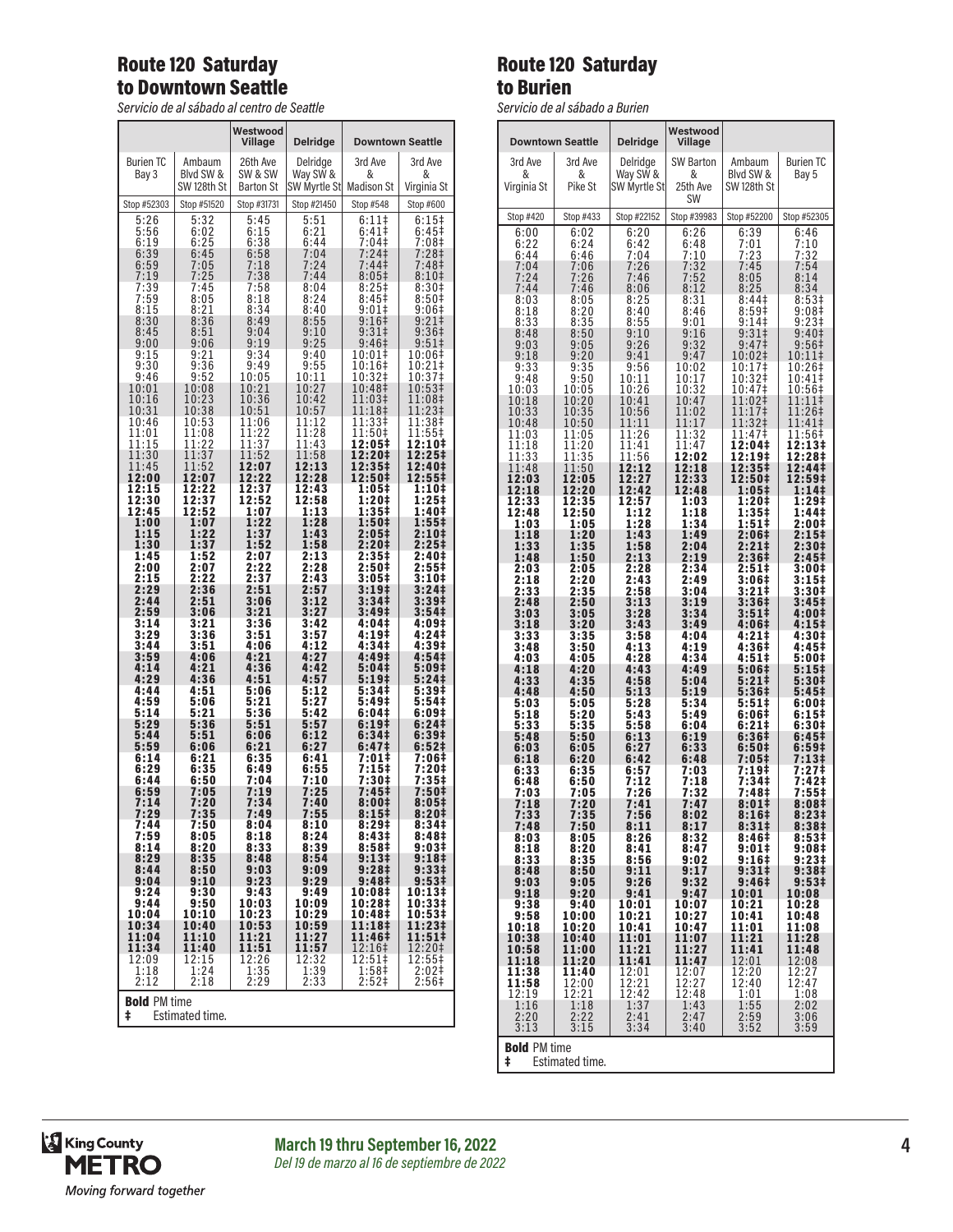## Route 120 Saturday to Downtown Seattle

*Servicio de al sábado al centro de Seattle*

| | | Westwood Village | Delridge | Downtown Seattle | |
|---|---|---|---|---|---|
| Burien TC Bay 3 | Ambaum Blvd SW & SW 128th St | 26th Ave SW & SW Barton St | Delridge Way SW & SW Myrtle St | 3rd Ave & Madison St | 3rd Ave & Virginia St |
| Stop #52303 | Stop #51520 | Stop #31731 | Stop #21450 | Stop #548 | Stop #600 |
| 5:26 | 5:32 | 5:45 | 5:51 | 6:11‡ | 6:15‡ |
| 5:56 | 6:02 | 6:15 | 6:21 | 6:41‡ | 6:45‡ |
| 6:19 | 6:25 | 6:38 | 6:44 | 7:04‡ | 7:08‡ |
| 6:39 | 6:45 | 6:58 | 7:04 | 7:24‡ | 7:28‡ |
| 6:59 | 7:05 | 7:18 | 7:24 | 7:44‡ | 7:48‡ |
| 7:19 | 7:25 | 7:38 | 7:44 | 8:05‡ | 8:10‡ |
| 7:39 | 7:45 | 7:58 | 8:04 | 8:25‡ | 8:30‡ |
| 7:59 | 8:05 | 8:18 | 8:24 | 8:45‡ | 8:50‡ |
| 8:15 | 8:21 | 8:34 | 8:40 | 9:01‡ | 9:06‡ |
| 8:30 | 8:36 | 8:49 | 8:55 | 9:16‡ | 9:21‡ |
| 8:45 | 8:51 | 9:04 | 9:10 | 9:31‡ | 9:36‡ |
| 9:00 | 9:06 | 9:19 | 9:25 | 9:46‡ | 9:51‡ |
| 9:15 | 9:21 | 9:34 | 9:40 | 10:01‡ | 10:06‡ |
| 9:30 | 9:36 | 9:49 | 9:55 | 10:16‡ | 10:21‡ |
| 9:46 | 9:52 | 10:05 | 10:11 | 10:32‡ | 10:37‡ |
| 10:01 | 10:08 | 10:21 | 10:27 | 10:48‡ | 10:53‡ |
| 10:16 | 10:23 | 10:36 | 10:42 | 11:03‡ | 11:08‡ |
| 10:31 | 10:38 | 10:51 | 10:57 | 11:18‡ | 11:23‡ |
| 10:46 | 10:53 | 11:06 | 11:12 | 11:33‡ | 11:38‡ |
| 11:01 | 11:08 | 11:22 | 11:28 | 11:50‡ | 11:55‡ |
| 11:15 | 11:22 | 11:37 | 11:43 | **12:05‡** | **12:10‡** |
| 11:30 | 11:37 | 11:52 | 11:58 | **12:20‡** | **12:25‡** |
| 11:45 | 11:52 | **12:07** | **12:13** | **12:35‡** | **12:40‡** |
| **12:00** | **12:07** | **12:22** | **12:28** | **12:50‡** | **12:55‡** |
| **12:15** | **12:22** | **12:37** | **12:43** | **1:05‡** | **1:10‡** |
| **12:30** | **12:37** | **12:52** | **12:58** | **1:20‡** | **1:25‡** |
| **12:45** | **12:52** | **1:07** | **1:13** | **1:35‡** | **1:40‡** |
| **1:00** | **1:07** | **1:22** | **1:28** | **1:50‡** | **1:55‡** |
| **1:15** | **1:22** | **1:37** | **1:43** | **2:05‡** | **2:10‡** |
| **1:30** | **1:37** | **1:52** | **1:58** | **2:20‡** | **2:25‡** |
| **1:45** | **1:52** | **2:07** | **2:13** | **2:35‡** | **2:40‡** |
| **2:00** | **2:07** | **2:22** | **2:28** | **2:50‡** | **2:55‡** |
| **2:15** | **2:22** | **2:37** | **2:43** | **3:05‡** | **3:10‡** |
| **2:29** | **2:36** | **2:51** | **2:57** | **3:19‡** | **3:24‡** |
| **2:44** | **2:51** | **3:06** | **3:12** | **3:34‡** | **3:39‡** |
| **2:59** | **3:06** | **3:21** | **3:27** | **3:49‡** | **3:54‡** |
| **3:14** | **3:21** | **3:36** | **3:42** | **4:04‡** | **4:09‡** |
| **3:29** | **3:36** | **3:51** | **3:57** | **4:19‡** | **4:24‡** |
| **3:44** | **3:51** | **4:06** | **4:12** | **4:34‡** | **4:39‡** |
| **3:59** | **4:06** | **4:21** | **4:27** | **4:49‡** | **4:54‡** |
| **4:14** | **4:21** | **4:36** | **4:42** | **5:04‡** | **5:09‡** |
| **4:29** | **4:36** | **4:51** | **4:57** | **5:19‡** | **5:24‡** |
| **4:44** | **4:51** | **5:06** | **5:12** | **5:34‡** | **5:39‡** |
| **4:59** | **5:06** | **5:21** | **5:27** | **5:49‡** | **5:54‡** |
| **5:14** | **5:21** | **5:36** | **5:42** | **6:04‡** | **6:09‡** |
| **5:29** | **5:36** | **5:51** | **5:57** | **6:19‡** | **6:24‡** |
| **5:44** | **5:51** | **6:06** | **6:12** | **6:34‡** | **6:39‡** |
| **5:59** | **6:06** | **6:21** | **6:27** | **6:47‡** | **6:52‡** |
| **6:14** | **6:21** | **6:35** | **6:41** | **7:01‡** | **7:06‡** |
| **6:29** | **6:35** | **6:49** | **6:55** | **7:15‡** | **7:20‡** |
| **6:44** | **6:50** | **7:04** | **7:10** | **7:30‡** | **7:35‡** |
| **6:59** | **7:05** | **7:19** | **7:25** | **7:45‡** | **7:50‡** |
| **7:14** | **7:20** | **7:34** | **7:40** | **8:00‡** | **8:05‡** |
| **7:29** | **7:35** | **7:49** | **7:55** | **8:15‡** | **8:20‡** |
| **7:44** | **7:50** | **8:04** | **8:10** | **8:29‡** | **8:34‡** |
| **7:59** | **8:05** | **8:18** | **8:24** | **8:43‡** | **8:48‡** |
| **8:14** | **8:20** | **8:33** | **8:39** | **8:58‡** | **9:03‡** |
| **8:29** | **8:35** | **8:48** | **8:54** | **9:13‡** | **9:18‡** |
| **8:44** | **8:50** | **9:03** | **9:09** | **9:28‡** | **9:33‡** |
| **9:04** | **9:10** | **9:23** | **9:29** | **9:48‡** | **9:53‡** |
| **9:24** | **9:30** | **9:43** | **9:49** | **10:08‡** | **10:13‡** |
| **9:44** | **9:50** | **10:03** | **10:09** | **10:28‡** | **10:33‡** |
| **10:04** | **10:10** | **10:23** | **10:29** | **10:48‡** | **10:53‡** |
| **10:34** | **10:40** | **10:53** | **10:59** | **11:18‡** | **11:23‡** |
| **11:04** | **11:10** | **11:21** | **11:27** | **11:46‡** | **11:51‡** |
| **11:34** | **11:40** | **11:51** | **11:57** | 12:16‡ | 12:20‡ |
| 12:09 | 12:15 | 12:26 | 12:32 | 12:51‡ | 12:55‡ |
| 1:18 | 1:24 | 1:35 | 1:39 | 1:58‡ | 2:02‡ |
| 2:12 | 2:18 | 2:29 | 2:33 | 2:52‡ | 2:56‡ |

**Bold** PM time
‡ Estimated time.

## Route 120 Saturday to Burien

*Servicio de al sábado a Burien*

| Downtown Seattle | | Delridge | Westwood Village | | |
|---|---|---|---|---|---|
| 3rd Ave & Virginia St | 3rd Ave & Pike St | Delridge Way SW & SW Myrtle St | SW Barton & 25th Ave SW | Ambaum Blvd SW & SW 128th St | Burien TC Bay 5 |
| Stop #420 | Stop #433 | Stop #22152 | Stop #39983 | Stop #52200 | Stop #52305 |
| 6:00 | 6:02 | 6:20 | 6:26 | 6:39 | 6:46 |
| 6:22 | 6:24 | 6:42 | 6:48 | 7:01 | 7:10 |
| 6:44 | 6:46 | 7:04 | 7:10 | 7:23 | 7:32 |
| 7:04 | 7:06 | 7:26 | 7:32 | 7:45 | 7:54 |
| 7:24 | 7:26 | 7:46 | 7:52 | 8:05 | 8:14 |
| 7:44 | 7:46 | 8:06 | 8:12 | 8:25 | 8:34 |
| 8:03 | 8:05 | 8:25 | 8:31 | 8:44‡ | 8:53‡ |
| 8:18 | 8:20 | 8:40 | 8:46 | 8:59‡ | 9:08‡ |
| 8:33 | 8:35 | 8:55 | 9:01 | 9:14‡ | 9:23‡ |
| 8:48 | 8:50 | 9:10 | 9:16 | 9:31‡ | 9:40‡ |
| 9:03 | 9:05 | 9:26 | 9:32 | 9:47‡ | 9:56‡ |
| 9:18 | 9:20 | 9:41 | 9:47 | 10:02‡ | 10:11‡ |
| 9:33 | 9:35 | 9:56 | 10:02 | 10:17‡ | 10:26‡ |
| 9:48 | 9:50 | 10:11 | 10:17 | 10:32‡ | 10:41‡ |
| 10:03 | 10:05 | 10:26 | 10:32 | 10:47‡ | 10:56‡ |
| 10:18 | 10:20 | 10:41 | 10:47 | 11:02‡ | 11:11‡ |
| 10:33 | 10:35 | 10:56 | 11:02 | 11:17‡ | 11:26‡ |
| 10:48 | 10:50 | 11:11 | 11:17 | 11:32‡ | 11:41‡ |
| 11:03 | 11:05 | 11:26 | 11:32 | 11:47‡ | 11:56‡ |
| 11:18 | 11:20 | 11:41 | 11:47 | **12:04‡** | **12:13‡** |
| 11:33 | 11:35 | 11:56 | **12:02** | **12:19‡** | **12:28‡** |
| 11:48 | 11:50 | **12:12** | **12:18** | **12:35‡** | **12:44‡** |
| **12:03** | **12:05** | **12:27** | **12:33** | **12:50‡** | **12:59‡** |
| **12:18** | **12:20** | **12:42** | **12:48** | **1:05‡** | **1:14‡** |
| **12:33** | **12:35** | **12:57** | **1:03** | **1:20‡** | **1:29‡** |
| **12:48** | **12:50** | **1:12** | **1:18** | **1:35‡** | **1:44‡** |
| **1:03** | **1:05** | **1:28** | **1:34** | **1:51‡** | **2:00‡** |
| **1:18** | **1:20** | **1:43** | **1:49** | **2:06‡** | **2:15‡** |
| **1:33** | **1:35** | **1:58** | **2:04** | **2:21‡** | **2:30‡** |
| **1:48** | **1:50** | **2:13** | **2:19** | **2:36‡** | **2:45‡** |
| **2:03** | **2:05** | **2:28** | **2:34** | **2:51‡** | **3:00‡** |
| **2:18** | **2:20** | **2:43** | **2:49** | **3:06‡** | **3:15‡** |
| **2:33** | **2:35** | **2:58** | **3:04** | **3:21‡** | **3:30‡** |
| **2:48** | **2:50** | **3:13** | **3:19** | **3:36‡** | **3:45‡** |
| **3:03** | **3:05** | **3:28** | **3:34** | **3:51‡** | **4:00‡** |
| **3:18** | **3:20** | **3:43** | **3:49** | **4:06‡** | **4:15‡** |
| **3:33** | **3:35** | **3:58** | **4:04** | **4:21‡** | **4:30‡** |
| **3:48** | **3:50** | **4:13** | **4:19** | **4:36‡** | **4:45‡** |
| **4:03** | **4:05** | **4:28** | **4:34** | **4:51‡** | **5:00‡** |
| **4:18** | **4:20** | **4:43** | **4:49** | **5:06‡** | **5:15‡** |
| **4:33** | **4:35** | **4:58** | **5:04** | **5:21‡** | **5:30‡** |
| **4:48** | **4:50** | **5:13** | **5:19** | **5:36‡** | **5:45‡** |
| **5:03** | **5:05** | **5:28** | **5:34** | **5:51‡** | **6:00‡** |
| **5:18** | **5:20** | **5:43** | **5:49** | **6:06‡** | **6:15‡** |
| **5:33** | **5:35** | **5:58** | **6:04** | **6:21‡** | **6:30‡** |
| **5:48** | **5:50** | **6:13** | **6:19** | **6:36‡** | **6:45‡** |
| **6:03** | **6:05** | **6:27** | **6:33** | **6:50‡** | **6:59‡** |
| **6:18** | **6:20** | **6:42** | **6:48** | **7:05‡** | **7:13‡** |
| **6:33** | **6:35** | **6:57** | **7:03** | **7:19‡** | **7:27‡** |
| **6:48** | **6:50** | **7:12** | **7:18** | **7:34‡** | **7:42‡** |
| **7:03** | **7:05** | **7:26** | **7:32** | **7:48‡** | **7:55‡** |
| **7:18** | **7:20** | **7:41** | **7:47** | **8:01‡** | **8:08‡** |
| **7:33** | **7:35** | **7:56** | **8:02** | **8:16‡** | **8:23‡** |
| **7:48** | **7:50** | **8:11** | **8:17** | **8:31‡** | **8:38‡** |
| **8:03** | **8:05** | **8:26** | **8:32** | **8:46‡** | **8:53‡** |
| **8:18** | **8:20** | **8:41** | **8:47** | **9:01‡** | **9:08‡** |
| **8:33** | **8:35** | **8:56** | **9:02** | **9:16‡** | **9:23‡** |
| **8:48** | **8:50** | **9:11** | **9:17** | **9:31‡** | **9:38‡** |
| **9:03** | **9:05** | **9:26** | **9:32** | **9:46‡** | **9:53‡** |
| **9:18** | **9:20** | **9:41** | **9:47** | **10:01** | **10:08** |
| **9:38** | **9:40** | **10:01** | **10:07** | **10:21** | **10:28** |
| **9:58** | **10:00** | **10:21** | **10:27** | **10:41** | **10:48** |
| **10:18** | **10:20** | **10:41** | **10:47** | **11:01** | **11:08** |
| **10:38** | **10:40** | **11:01** | **11:07** | **11:21** | **11:28** |
| **10:58** | **11:00** | **11:21** | **11:27** | **11:41** | **11:48** |
| **11:18** | **11:20** | **11:41** | **11:47** | 12:01 | 12:08 |
| **11:38** | **11:40** | 12:01 | 12:07 | 12:20 | 12:27 |
| **11:58** | 12:00 | 12:21 | 12:27 | 12:40 | 12:47 |
| 12:19 | 12:21 | 12:42 | 12:48 | 1:01 | 1:08 |
| 1:16 | 1:18 | 1:37 | 1:43 | 1:55 | 2:02 |
| 2:20 | 2:22 | 2:41 | 2:47 | 2:59 | 3:06 |
| 3:13 | 3:15 | 3:34 | 3:40 | 3:52 | 3:59 |

**Bold** PM time
‡ Estimated time.

King County METRO
*Moving forward together*

**March 19 thru September 16, 2022**
*Del 19 de marzo al 16 de septiembre de 2022*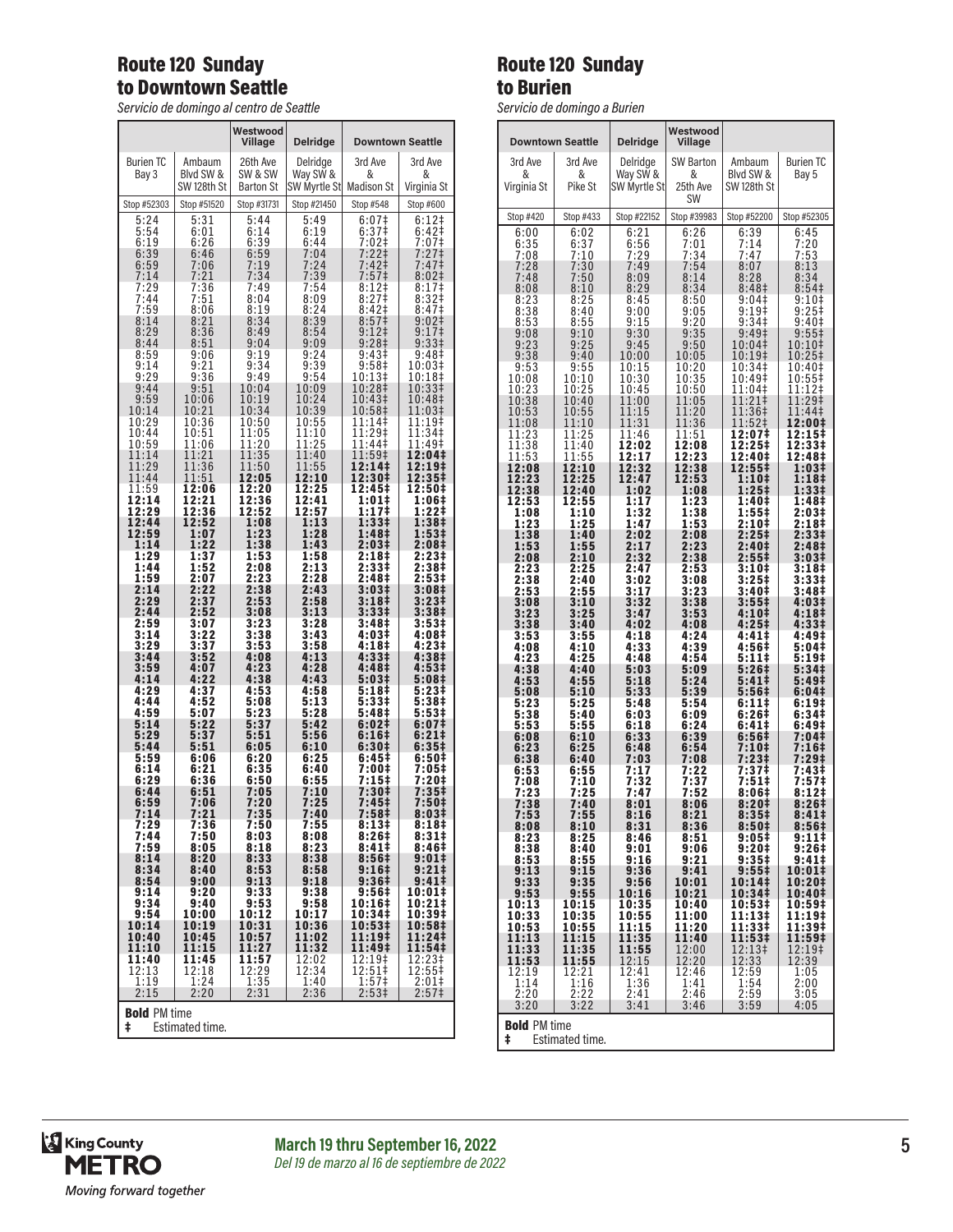## Route 120 Sunday to Downtown Seattle

*Servicio de domingo al centro de Seattle*

| | | Westwood Village | Delridge | Downtown Seattle | |
|---|---|---|---|---|---|
| Burien TC Bay 3 | Ambaum Blvd SW & SW 128th St | 26th Ave SW & SW Barton St | Delridge Way SW & SW Myrtle St | 3rd Ave & Madison St | 3rd Ave & Virginia St |
| Stop #52303 | Stop #51520 | Stop #31731 | Stop #21450 | Stop #548 | Stop #600 |
| 5:24 | 5:31 | 5:44 | 5:49 | 6:07‡ | 6:12‡ |
| 5:54 | 6:01 | 6:14 | 6:19 | 6:37‡ | 6:42‡ |
| 6:19 | 6:26 | 6:39 | 6:44 | 7:02‡ | 7:07‡ |
| 6:39 | 6:46 | 6:59 | 7:04 | 7:22‡ | 7:27‡ |
| 6:59 | 7:06 | 7:19 | 7:24 | 7:42‡ | 7:47‡ |
| 7:14 | 7:21 | 7:34 | 7:39 | 7:57‡ | 8:02‡ |
| 7:29 | 7:36 | 7:49 | 7:54 | 8:12‡ | 8:17‡ |
| 7:44 | 7:51 | 8:04 | 8:09 | 8:27‡ | 8:32‡ |
| 7:59 | 8:06 | 8:19 | 8:24 | 8:42‡ | 8:47‡ |
| 8:14 | 8:21 | 8:34 | 8:39 | 8:57‡ | 9:02‡ |
| 8:29 | 8:36 | 8:49 | 8:54 | 9:12‡ | 9:17‡ |
| 8:44 | 8:51 | 9:04 | 9:09 | 9:28‡ | 9:33‡ |
| 8:59 | 9:06 | 9:19 | 9:24 | 9:43‡ | 9:48‡ |
| 9:14 | 9:21 | 9:34 | 9:39 | 9:58‡ | 10:03‡ |
| 9:29 | 9:36 | 9:49 | 9:54 | 10:13‡ | 10:18‡ |
| 9:44 | 9:51 | 10:04 | 10:09 | 10:28‡ | 10:33‡ |
| 9:59 | 10:06 | 10:19 | 10:24 | 10:43‡ | 10:48‡ |
| 10:14 | 10:21 | 10:34 | 10:39 | 10:58‡ | 11:03‡ |
| 10:29 | 10:36 | 10:50 | 10:55 | 11:14‡ | 11:19‡ |
| 10:44 | 10:51 | 11:05 | 11:10 | 11:29‡ | 11:34‡ |
| 10:59 | 11:06 | 11:20 | 11:25 | 11:44‡ | 11:49‡ |
| 11:14 | 11:21 | 11:35 | 11:40 | 11:59‡ | **12:04‡** |
| 11:29 | 11:36 | 11:50 | 11:55 | **12:14‡** | **12:19‡** |
| 11:44 | 11:51 | **12:05** | **12:10** | **12:30‡** | **12:35‡** |
| 11:59 | **12:06** | **12:20** | **12:25** | **12:45‡** | **12:50‡** |
| **12:14** | **12:21** | **12:36** | **12:41** | **1:01‡** | **1:06‡** |
| **12:29** | **12:36** | **12:52** | **12:57** | **1:17‡** | **1:22‡** |
| **12:44** | **12:52** | **1:08** | **1:13** | **1:33‡** | **1:38‡** |
| **12:59** | **1:07** | **1:23** | **1:28** | **1:48‡** | **1:53‡** |
| **1:14** | **1:22** | **1:38** | **1:43** | **2:03‡** | **2:08‡** |
| **1:29** | **1:37** | **1:53** | **1:58** | **2:18‡** | **2:23‡** |
| **1:44** | **1:52** | **2:08** | **2:13** | **2:33‡** | **2:38‡** |
| **1:59** | **2:07** | **2:23** | **2:28** | **2:48‡** | **2:53‡** |
| **2:14** | **2:22** | **2:38** | **2:43** | **3:03‡** | **3:08‡** |
| **2:29** | **2:37** | **2:53** | **2:58** | **3:18‡** | **3:23‡** |
| **2:44** | **2:52** | **3:08** | **3:13** | **3:33‡** | **3:38‡** |
| **2:59** | **3:07** | **3:23** | **3:28** | **3:48‡** | **3:53‡** |
| **3:14** | **3:22** | **3:38** | **3:43** | **4:03‡** | **4:08‡** |
| **3:29** | **3:37** | **3:53** | **3:58** | **4:18‡** | **4:23‡** |
| **3:44** | **3:52** | **4:08** | **4:13** | **4:33‡** | **4:38‡** |
| **3:59** | **4:07** | **4:23** | **4:28** | **4:48‡** | **4:53‡** |
| **4:14** | **4:22** | **4:38** | **4:43** | **5:03‡** | **5:08‡** |
| **4:29** | **4:37** | **4:53** | **4:58** | **5:18‡** | **5:23‡** |
| **4:44** | **4:52** | **5:08** | **5:13** | **5:33‡** | **5:38‡** |
| **4:59** | **5:07** | **5:23** | **5:28** | **5:48‡** | **5:53‡** |
| **5:14** | **5:22** | **5:37** | **5:42** | **6:02‡** | **6:07‡** |
| **5:29** | **5:37** | **5:51** | **5:56** | **6:16‡** | **6:21‡** |
| **5:44** | **5:51** | **6:05** | **6:10** | **6:30‡** | **6:35‡** |
| **5:59** | **6:06** | **6:20** | **6:25** | **6:45‡** | **6:50‡** |
| **6:14** | **6:21** | **6:35** | **6:40** | **7:00‡** | **7:05‡** |
| **6:29** | **6:36** | **6:50** | **6:55** | **7:15‡** | **7:20‡** |
| **6:44** | **6:51** | **7:05** | **7:10** | **7:30‡** | **7:35‡** |
| **6:59** | **7:06** | **7:20** | **7:25** | **7:45‡** | **7:50‡** |
| **7:14** | **7:21** | **7:35** | **7:40** | **7:58‡** | **8:03‡** |
| **7:29** | **7:36** | **7:50** | **7:55** | **8:13‡** | **8:18‡** |
| **7:44** | **7:50** | **8:03** | **8:08** | **8:26‡** | **8:31‡** |
| **7:59** | **8:05** | **8:18** | **8:23** | **8:41‡** | **8:46‡** |
| **8:14** | **8:20** | **8:33** | **8:38** | **8:56‡** | **9:01‡** |
| **8:34** | **8:40** | **8:53** | **8:58** | **9:16‡** | **9:21‡** |
| **8:54** | **9:00** | **9:13** | **9:18** | **9:36‡** | **9:41‡** |
| **9:14** | **9:20** | **9:33** | **9:38** | **9:56‡** | **10:01‡** |
| **9:34** | **9:40** | **9:53** | **9:58** | **10:16‡** | **10:21‡** |
| **9:54** | **10:00** | **10:12** | **10:17** | **10:34‡** | **10:39‡** |
| **10:14** | **10:19** | **10:31** | **10:36** | **10:53‡** | **10:58‡** |
| **10:40** | **10:45** | **10:57** | **11:02** | **11:19‡** | **11:24‡** |
| **11:10** | **11:15** | **11:27** | **11:32** | **11:49‡** | **11:54‡** |
| **11:40** | **11:45** | **11:57** | 12:02 | 12:19‡ | 12:23‡ |
| 12:13 | 12:18 | 12:29 | 12:34 | 12:51‡ | 12:55‡ |
| 1:19 | 1:24 | 1:35 | 1:40 | 1:57‡ | 2:01‡ |
| 2:15 | 2:20 | 2:31 | 2:36 | 2:53‡ | 2:57‡ |

**Bold** PM time
‡ Estimated time.

## Route 120 Sunday to Burien

*Servicio de domingo a Burien*

| Downtown Seattle | | Delridge | Westwood Village | | |
|---|---|---|---|---|---|
| 3rd Ave & Virginia St | 3rd Ave & Pike St | Delridge Way SW & SW Myrtle St | SW Barton & 25th Ave SW | Ambaum Blvd SW & SW 128th St | Burien TC Bay 5 |
| Stop #420 | Stop #433 | Stop #22152 | Stop #39983 | Stop #52200 | Stop #52305 |
| 6:00 | 6:02 | 6:21 | 6:26 | 6:39 | 6:45 |
| 6:35 | 6:37 | 6:56 | 7:01 | 7:14 | 7:20 |
| 7:08 | 7:10 | 7:29 | 7:34 | 7:47 | 7:53 |
| 7:28 | 7:30 | 7:49 | 7:54 | 8:07 | 8:13 |
| 7:48 | 7:50 | 8:09 | 8:14 | 8:28 | 8:34 |
| 8:08 | 8:10 | 8:29 | 8:34 | 8:48‡ | 8:54‡ |
| 8:23 | 8:25 | 8:45 | 8:50 | 9:04‡ | 9:10‡ |
| 8:38 | 8:40 | 9:00 | 9:05 | 9:19‡ | 9:25‡ |
| 8:53 | 8:55 | 9:15 | 9:20 | 9:34‡ | 9:40‡ |
| 9:08 | 9:10 | 9:30 | 9:35 | 9:49‡ | 9:55‡ |
| 9:23 | 9:25 | 9:45 | 9:50 | 10:04‡ | 10:10‡ |
| 9:38 | 9:40 | 10:00 | 10:05 | 10:19‡ | 10:25‡ |
| 9:53 | 9:55 | 10:15 | 10:20 | 10:34‡ | 10:40‡ |
| 10:08 | 10:10 | 10:30 | 10:35 | 10:49‡ | 10:55‡ |
| 10:23 | 10:25 | 10:45 | 10:50 | 11:04‡ | 11:12‡ |
| 10:38 | 10:40 | 11:00 | 11:05 | 11:21‡ | 11:29‡ |
| 10:53 | 10:55 | 11:15 | 11:20 | 11:36‡ | 11:44‡ |
| 11:08 | 11:10 | 11:31 | 11:36 | 11:52‡ | **12:00‡** |
| 11:23 | 11:25 | 11:46 | 11:51 | **12:07‡** | **12:15‡** |
| 11:38 | 11:40 | **12:02** | **12:08** | **12:25‡** | **12:33‡** |
| 11:53 | 11:55 | **12:17** | **12:23** | **12:40‡** | **12:48‡** |
| **12:08** | **12:10** | **12:32** | **12:38** | **12:55‡** | **1:03‡** |
| **12:23** | **12:25** | **12:47** | **12:53** | **1:10‡** | **1:18‡** |
| **12:38** | **12:40** | **1:02** | **1:08** | **1:25‡** | **1:33‡** |
| **12:53** | **12:55** | **1:17** | **1:23** | **1:40‡** | **1:48‡** |
| **1:08** | **1:10** | **1:32** | **1:38** | **1:55‡** | **2:03‡** |
| **1:23** | **1:25** | **1:47** | **1:53** | **2:10‡** | **2:18‡** |
| **1:38** | **1:40** | **2:02** | **2:08** | **2:25‡** | **2:33‡** |
| **1:53** | **1:55** | **2:17** | **2:23** | **2:40‡** | **2:48‡** |
| **2:08** | **2:10** | **2:32** | **2:38** | **2:55‡** | **3:03‡** |
| **2:23** | **2:25** | **2:47** | **2:53** | **3:10‡** | **3:18‡** |
| **2:38** | **2:40** | **3:02** | **3:08** | **3:25‡** | **3:33‡** |
| **2:53** | **2:55** | **3:17** | **3:23** | **3:40‡** | **3:48‡** |
| **3:08** | **3:10** | **3:32** | **3:38** | **3:55‡** | **4:03‡** |
| **3:23** | **3:25** | **3:47** | **3:53** | **4:10‡** | **4:18‡** |
| **3:38** | **3:40** | **4:02** | **4:08** | **4:25‡** | **4:33‡** |
| **3:53** | **3:55** | **4:18** | **4:24** | **4:41‡** | **4:49‡** |
| **4:08** | **4:10** | **4:33** | **4:39** | **4:56‡** | **5:04‡** |
| **4:23** | **4:25** | **4:48** | **4:54** | **5:11‡** | **5:19‡** |
| **4:38** | **4:40** | **5:03** | **5:09** | **5:26‡** | **5:34‡** |
| **4:53** | **4:55** | **5:18** | **5:24** | **5:41‡** | **5:49‡** |
| **5:08** | **5:10** | **5:33** | **5:39** | **5:56‡** | **6:04‡** |
| **5:23** | **5:25** | **5:48** | **5:54** | **6:11‡** | **6:19‡** |
| **5:38** | **5:40** | **6:03** | **6:09** | **6:26‡** | **6:34‡** |
| **5:53** | **5:55** | **6:18** | **6:24** | **6:41‡** | **6:49‡** |
| **6:08** | **6:10** | **6:33** | **6:39** | **6:56‡** | **7:04‡** |
| **6:23** | **6:25** | **6:48** | **6:54** | **7:10‡** | **7:16‡** |
| **6:38** | **6:40** | **7:03** | **7:08** | **7:23‡** | **7:29‡** |
| **6:53** | **6:55** | **7:17** | **7:22** | **7:37‡** | **7:43‡** |
| **7:08** | **7:10** | **7:32** | **7:37** | **7:51‡** | **7:57‡** |
| **7:23** | **7:25** | **7:47** | **7:52** | **8:06‡** | **8:12‡** |
| **7:38** | **7:40** | **8:01** | **8:06** | **8:20‡** | **8:26‡** |
| **7:53** | **7:55** | **8:16** | **8:21** | **8:35‡** | **8:41‡** |
| **8:08** | **8:10** | **8:31** | **8:36** | **8:50‡** | **8:56‡** |
| **8:23** | **8:25** | **8:46** | **8:51** | **9:05‡** | **9:11‡** |
| **8:38** | **8:40** | **9:01** | **9:06** | **9:20‡** | **9:26‡** |
| **8:53** | **8:55** | **9:16** | **9:21** | **9:35‡** | **9:41‡** |
| **9:13** | **9:15** | **9:36** | **9:41** | **9:55‡** | **10:01‡** |
| **9:33** | **9:35** | **9:56** | **10:01** | **10:14‡** | **10:20‡** |
| **9:53** | **9:55** | **10:16** | **10:21** | **10:34‡** | **10:40‡** |
| **10:13** | **10:15** | **10:35** | **10:40** | **10:53‡** | **10:59‡** |
| **10:33** | **10:35** | **10:55** | **11:00** | **11:13‡** | **11:19‡** |
| **10:53** | **10:55** | **11:15** | **11:20** | **11:33‡** | **11:39‡** |
| **11:13** | **11:15** | **11:35** | **11:40** | **11:53‡** | **11:59‡** |
| **11:33** | **11:35** | **11:55** | 12:00 | 12:13‡ | 12:19‡ |
| **11:53** | **11:55** | 12:15 | 12:20 | 12:33 | 12:39 |
| 12:19 | 12:21 | 12:41 | 12:46 | 12:59 | 1:05 |
| 1:14 | 1:16 | 1:36 | 1:41 | 1:54 | 2:00 |
| 2:20 | 2:22 | 2:41 | 2:46 | 2:59 | 3:05 |
| 3:20 | 3:22 | 3:41 | 3:46 | 3:59 | 4:05 |

**Bold** PM time
‡ Estimated time.

King County METRO
*Moving forward together*

**March 19 thru September 16, 2022**
*Del 19 de marzo al 16 de septiembre de 2022*